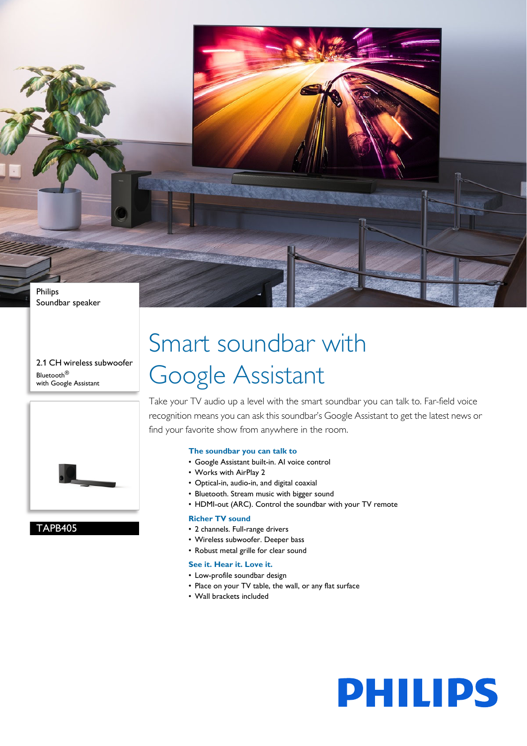Philips
Soundbar speaker

2.1 CH wireless subwoofer
Bluetooth®
with Google Assistant

TAPB405

# Smart soundbar with Google Assistant

Take your TV audio up a level with the smart soundbar you can talk to. Far-field voice recognition means you can ask this soundbar's Google Assistant to get the latest news or find your favorite show from anywhere in the room.

### The soundbar you can talk to

- Google Assistant built-in. AI voice control
- Works with AirPlay 2
- Optical-in, audio-in, and digital coaxial
- Bluetooth. Stream music with bigger sound
- HDMI-out (ARC). Control the soundbar with your TV remote

### Richer TV sound

- 2 channels. Full-range drivers
- Wireless subwoofer. Deeper bass
- Robust metal grille for clear sound

### See it. Hear it. Love it.

- Low-profile soundbar design
- Place on your TV table, the wall, or any flat surface
- Wall brackets included

PHILIPS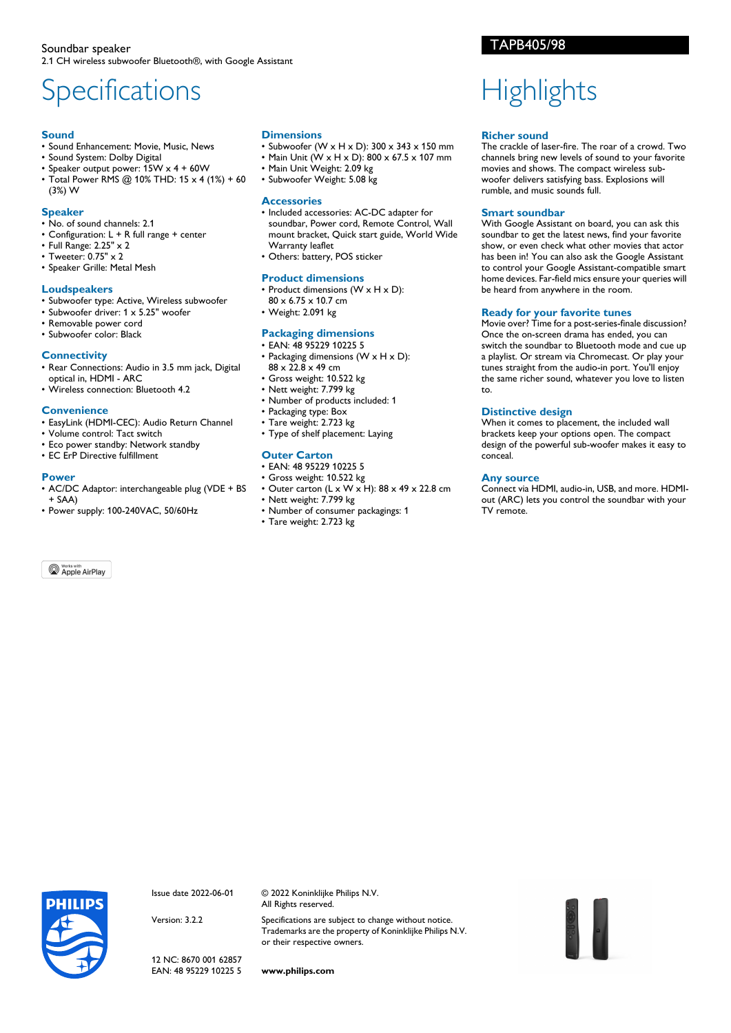Soundbar speaker
2.1 CH wireless subwoofer Bluetooth®, with Google Assistant

TAPB405/98

# Specifications

## Sound

- Sound Enhancement: Movie, Music, News
- Sound System: Dolby Digital
- Speaker output power: 15W x 4 + 60W
- Total Power RMS @ 10% THD: 15 x 4 (1%) + 60 (3%) W

## Speaker

- No. of sound channels: 2.1
- Configuration: L + R full range + center
- Full Range: 2.25" x 2
- Tweeter: 0.75" x 2
- Speaker Grille: Metal Mesh

## Loudspeakers

- Subwoofer type: Active, Wireless subwoofer
- Subwoofer driver: 1 x 5.25" woofer
- Removable power cord
- Subwoofer color: Black

## Connectivity

- Rear Connections: Audio in 3.5 mm jack, Digital optical in, HDMI - ARC
- Wireless connection: Bluetooth 4.2

## Convenience

- EasyLink (HDMI-CEC): Audio Return Channel
- Volume control: Tact switch
- Eco power standby: Network standby
- EC ErP Directive fulfillment

## Power

- AC/DC Adaptor: interchangeable plug (VDE + BS + SAA)
- Power supply: 100-240VAC, 50/60Hz

## Dimensions

- Subwoofer (W x H x D): 300 x 343 x 150 mm
- Main Unit (W x H x D): 800 x 67.5 x 107 mm
- Main Unit Weight: 2.09 kg
- Subwoofer Weight: 5.08 kg

## Accessories

- Included accessories: AC-DC adapter for soundbar, Power cord, Remote Control, Wall mount bracket, Quick start guide, World Wide Warranty leaflet
- Others: battery, POS sticker

## Product dimensions

- Product dimensions (W x H x D): 80 x 6.75 x 10.7 cm
- Weight: 2.091 kg

## Packaging dimensions

- EAN: 48 95229 10225 5
- Packaging dimensions (W x H x D): 88 x 22.8 x 49 cm
- Gross weight: 10.522 kg
- Nett weight: 7.799 kg
- Number of products included: 1
- Packaging type: Box
- Tare weight: 2.723 kg
- Type of shelf placement: Laying

## Outer Carton

- EAN: 48 95229 10225 5
- Gross weight: 10.522 kg
- Outer carton (L x W x H): 88 x 49 x 22.8 cm
- Nett weight: 7.799 kg
- Number of consumer packagings: 1
- Tare weight: 2.723 kg

Works with Apple AirPlay

# Highlights

## Richer sound

The crackle of laser-fire. The roar of a crowd. Two channels bring new levels of sound to your favorite movies and shows. The compact wireless sub-woofer delivers satisfying bass. Explosions will rumble, and music sounds full.

## Smart soundbar

With Google Assistant on board, you can ask this soundbar to get the latest news, find your favorite show, or even check what other movies that actor has been in! You can also ask the Google Assistant to control your Google Assistant-compatible smart home devices. Far-field mics ensure your queries will be heard from anywhere in the room.

## Ready for your favorite tunes

Movie over? Time for a post-series-finale discussion? Once the on-screen drama has ended, you can switch the soundbar to Bluetooth mode and cue up a playlist. Or stream via Chromecast. Or play your tunes straight from the audio-in port. You'll enjoy the same richer sound, whatever you love to listen to.

## Distinctive design

When it comes to placement, the included wall brackets keep your options open. The compact design of the powerful sub-woofer makes it easy to conceal.

## Any source

Connect via HDMI, audio-in, USB, and more. HDMI-out (ARC) lets you control the soundbar with your TV remote.

Issue date 2022-06-01

Version: 3.2.2

12 NC: 8670 001 62857
EAN: 48 95229 10225 5

© 2022 Koninklijke Philips N.V.
All Rights reserved.

Specifications are subject to change without notice. Trademarks are the property of Koninklijke Philips N.V. or their respective owners.

www.philips.com